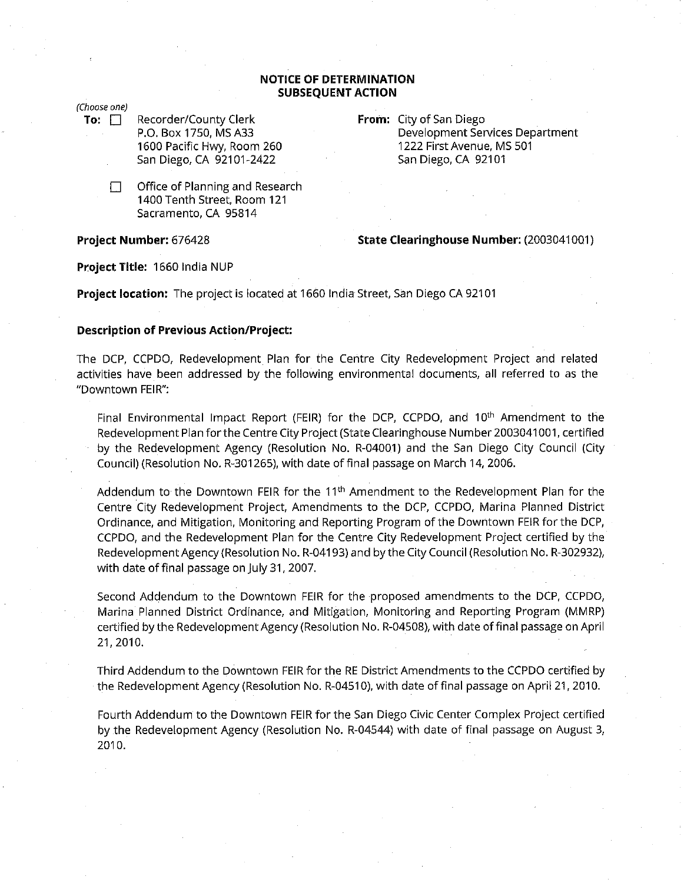**NOTICE OF DETERMINATION**
**SUBSEQUENT ACTION**

*(Choose one)*

**To:** ☐ Recorder/County Clerk
P.O. Box 1750, MS A33
1600 Pacific Hwy, Room 260
San Diego, CA 92101-2422

☐ Office of Planning and Research
1400 Tenth Street, Room 121
Sacramento, CA 95814

**From:** City of San Diego
Development Services Department
1222 First Avenue, MS 501
San Diego, CA 92101

**Project Number:** 676428

**State Clearinghouse Number:** (2003041001)

**Project Title:** 1660 India NUP

**Project location:** The project is located at 1660 India Street, San Diego CA 92101

**Description of Previous Action/Project:**

The DCP, CCPDO, Redevelopment Plan for the Centre City Redevelopment Project and related activities have been addressed by the following environmental documents, all referred to as the "Downtown FEIR":

Final Environmental Impact Report (FEIR) for the DCP, CCPDO, and 10th Amendment to the Redevelopment Plan for the Centre City Project (State Clearinghouse Number 2003041001, certified by the Redevelopment Agency (Resolution No. R-04001) and the San Diego City Council (City Council) (Resolution No. R-301265), with date of final passage on March 14, 2006.

Addendum to the Downtown FEIR for the 11th Amendment to the Redevelopment Plan for the Centre City Redevelopment Project, Amendments to the DCP, CCPDO, Marina Planned District Ordinance, and Mitigation, Monitoring and Reporting Program of the Downtown FEIR for the DCP, CCPDO, and the Redevelopment Plan for the Centre City Redevelopment Project certified by the Redevelopment Agency (Resolution No. R-04193) and by the City Council (Resolution No. R-302932), with date of final passage on July 31, 2007.

Second Addendum to the Downtown FEIR for the proposed amendments to the DCP, CCPDO, Marina Planned District Ordinance, and Mitigation, Monitoring and Reporting Program (MMRP) certified by the Redevelopment Agency (Resolution No. R-04508), with date of final passage on April 21, 2010.

Third Addendum to the Downtown FEIR for the RE District Amendments to the CCPDO certified by the Redevelopment Agency (Resolution No. R-04510), with date of final passage on April 21, 2010.

Fourth Addendum to the Downtown FEIR for the San Diego Civic Center Complex Project certified by the Redevelopment Agency (Resolution No. R-04544) with date of final passage on August 3, 2010.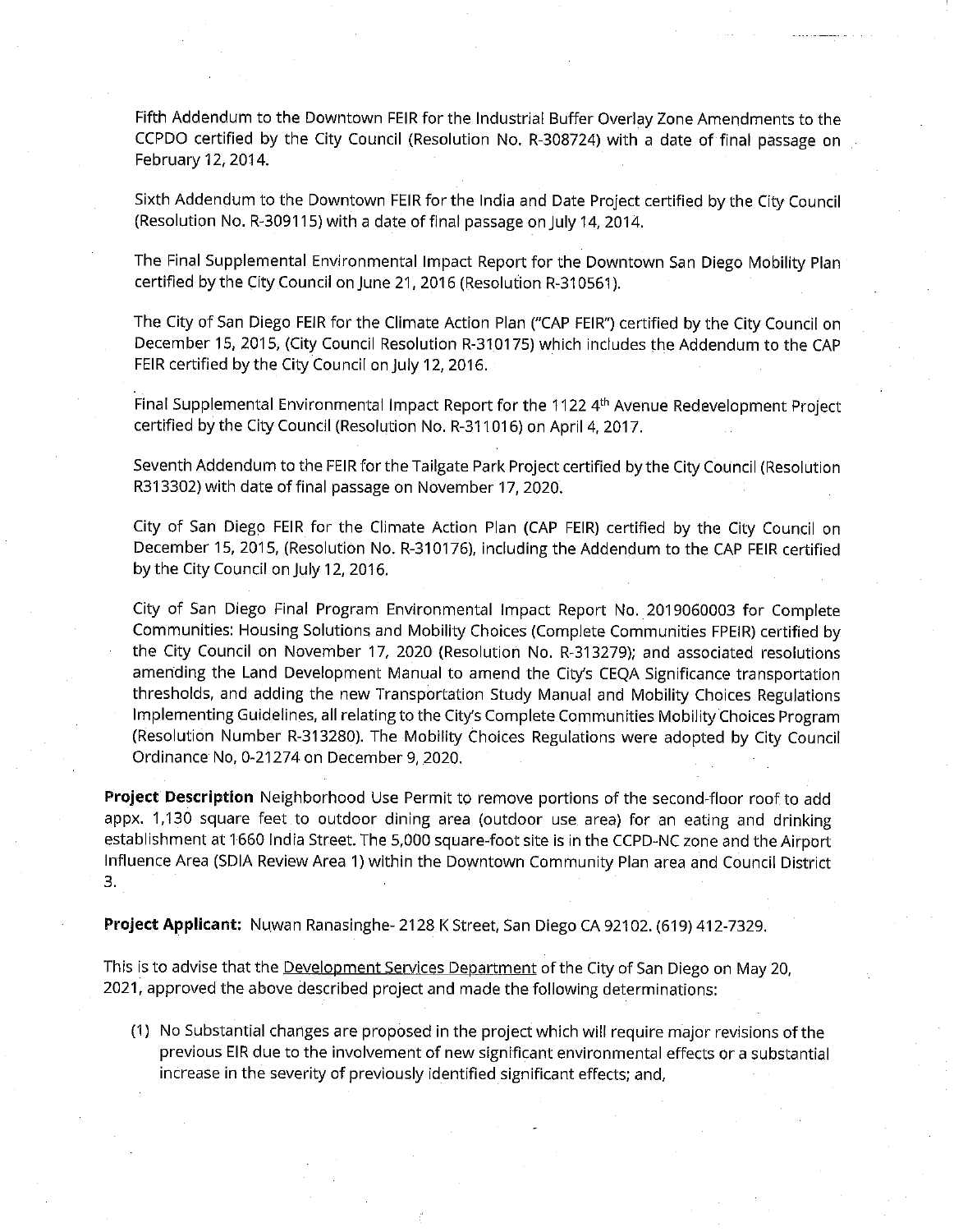Fifth Addendum to the Downtown FEIR for the Industrial Buffer Overlay Zone Amendments to the CCPDO certified by the City Council (Resolution No. R-308724) with a date of final passage on February 12, 2014.

Sixth Addendum to the Downtown FEIR for the India and Date Project certified by the City Council (Resolution No. R-309115) with a date of final passage on July 14, 2014.

The Final Supplemental Environmental Impact Report for the Downtown San Diego Mobility Plan certified by the City Council on June 21, 2016 (Resolution R-310561).

The City of San Diego FEIR for the Climate Action Plan ("CAP FEIR") certified by the City Council on December 15, 2015, (City Council Resolution R-310175) which includes the Addendum to the CAP FEIR certified by the City Council on July 12, 2016.

Final Supplemental Environmental Impact Report for the 1122 4th Avenue Redevelopment Project certified by the City Council (Resolution No. R-311016) on April 4, 2017.

Seventh Addendum to the FEIR for the Tailgate Park Project certified by the City Council (Resolution R313302) with date of final passage on November 17, 2020.

City of San Diego FEIR for the Climate Action Plan (CAP FEIR) certified by the City Council on December 15, 2015, (Resolution No. R-310176), including the Addendum to the CAP FEIR certified by the City Council on July 12, 2016.

City of San Diego Final Program Environmental Impact Report No. 2019060003 for Complete Communities: Housing Solutions and Mobility Choices (Complete Communities FPEIR) certified by the City Council on November 17, 2020 (Resolution No. R-313279); and associated resolutions amending the Land Development Manual to amend the City's CEQA Significance transportation thresholds, and adding the new Transportation Study Manual and Mobility Choices Regulations Implementing Guidelines, all relating to the City's Complete Communities Mobility Choices Program (Resolution Number R-313280). The Mobility Choices Regulations were adopted by City Council Ordinance No, 0-21274 on December 9, 2020.

**Project Description** Neighborhood Use Permit to remove portions of the second-floor roof to add appx. 1,130 square feet to outdoor dining area (outdoor use area) for an eating and drinking establishment at 1660 India Street. The 5,000 square-foot site is in the CCPD-NC zone and the Airport Influence Area (SDIA Review Area 1) within the Downtown Community Plan area and Council District 3.

**Project Applicant:** Nuwan Ranasinghe- 2128 K Street, San Diego CA 92102. (619) 412-7329.

This is to advise that the Development Services Department of the City of San Diego on May 20, 2021, approved the above described project and made the following determinations:

(1) No Substantial changes are proposed in the project which will require major revisions of the previous EIR due to the involvement of new significant environmental effects or a substantial increase in the severity of previously identified significant effects; and,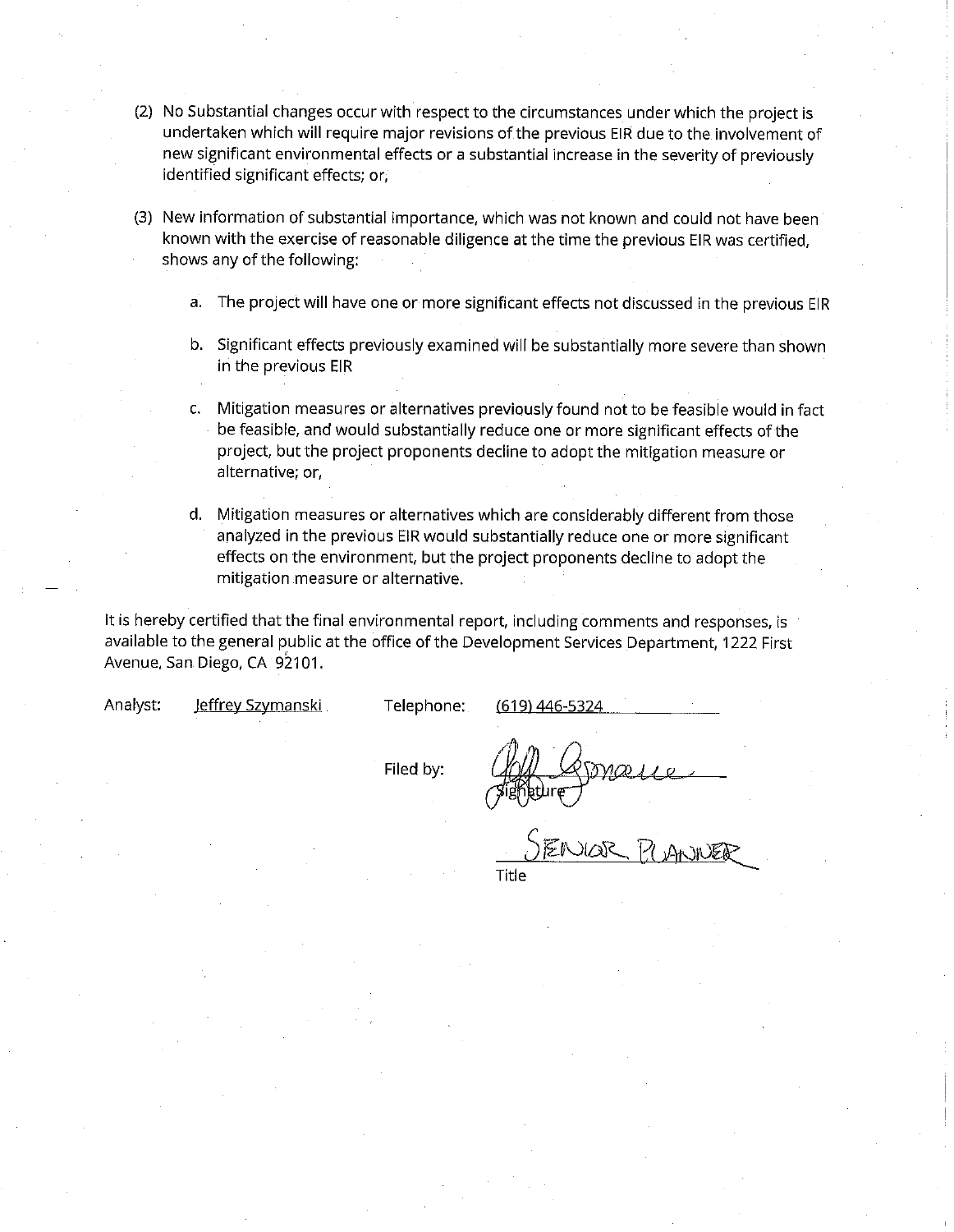(2) No Substantial changes occur with respect to the circumstances under which the project is undertaken which will require major revisions of the previous EIR due to the involvement of new significant environmental effects or a substantial increase in the severity of previously identified significant effects; or,

(3) New information of substantial importance, which was not known and could not have been known with the exercise of reasonable diligence at the time the previous EIR was certified, shows any of the following:

   a. The project will have one or more significant effects not discussed in the previous EIR

   b. Significant effects previously examined will be substantially more severe than shown in the previous EIR

   c. Mitigation measures or alternatives previously found not to be feasible would in fact be feasible, and would substantially reduce one or more significant effects of the project, but the project proponents decline to adopt the mitigation measure or alternative; or,

   d. Mitigation measures or alternatives which are considerably different from those analyzed in the previous EIR would substantially reduce one or more significant effects on the environment, but the project proponents decline to adopt the mitigation measure or alternative.

It is hereby certified that the final environmental report, including comments and responses, is available to the general public at the office of the Development Services Department, 1222 First Avenue, San Diego, CA 92101.

Analyst: Jeffrey Szymanski    Telephone: (619) 446-5324

Filed by: Jeff Szymanski
Signature

SENIOR PLANNER
Title